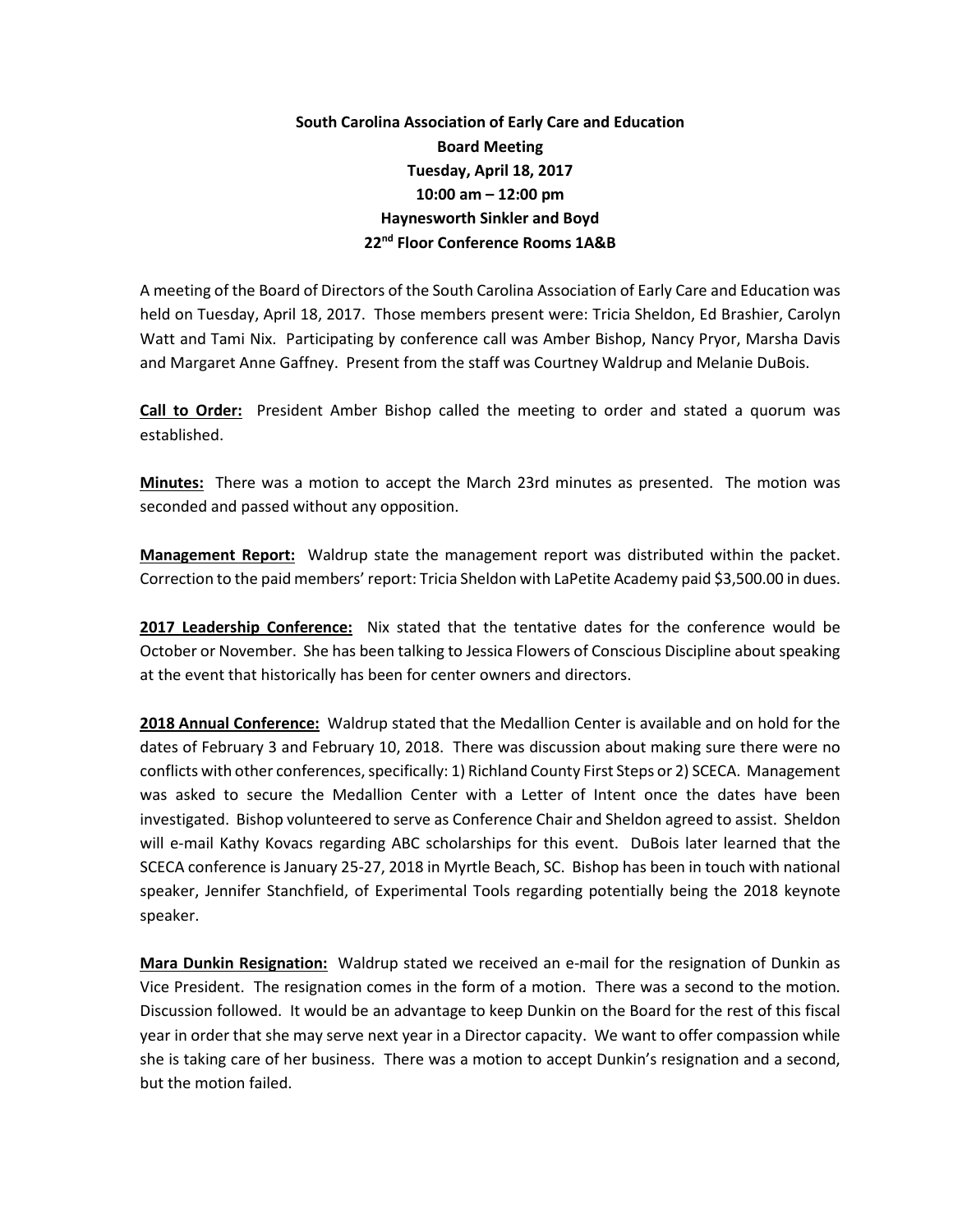**South Carolina Association of Early Care and Education**
**Board Meeting**
**Tuesday, April 18, 2017**
**10:00 am – 12:00 pm**
**Haynesworth Sinkler and Boyd**
**22nd Floor Conference Rooms 1A&B**

A meeting of the Board of Directors of the South Carolina Association of Early Care and Education was held on Tuesday, April 18, 2017. Those members present were: Tricia Sheldon, Ed Brashier, Carolyn Watt and Tami Nix. Participating by conference call was Amber Bishop, Nancy Pryor, Marsha Davis and Margaret Anne Gaffney. Present from the staff was Courtney Waldrup and Melanie DuBois.

**Call to Order:** President Amber Bishop called the meeting to order and stated a quorum was established.

**Minutes:** There was a motion to accept the March 23rd minutes as presented. The motion was seconded and passed without any opposition.

**Management Report:** Waldrup state the management report was distributed within the packet. Correction to the paid members' report: Tricia Sheldon with LaPetite Academy paid $3,500.00 in dues.

**2017 Leadership Conference:** Nix stated that the tentative dates for the conference would be October or November. She has been talking to Jessica Flowers of Conscious Discipline about speaking at the event that historically has been for center owners and directors.

**2018 Annual Conference:** Waldrup stated that the Medallion Center is available and on hold for the dates of February 3 and February 10, 2018. There was discussion about making sure there were no conflicts with other conferences, specifically: 1) Richland County First Steps or 2) SCECA. Management was asked to secure the Medallion Center with a Letter of Intent once the dates have been investigated. Bishop volunteered to serve as Conference Chair and Sheldon agreed to assist. Sheldon will e-mail Kathy Kovacs regarding ABC scholarships for this event. DuBois later learned that the SCECA conference is January 25-27, 2018 in Myrtle Beach, SC. Bishop has been in touch with national speaker, Jennifer Stanchfield, of Experimental Tools regarding potentially being the 2018 keynote speaker.

**Mara Dunkin Resignation:** Waldrup stated we received an e-mail for the resignation of Dunkin as Vice President. The resignation comes in the form of a motion. There was a second to the motion. Discussion followed. It would be an advantage to keep Dunkin on the Board for the rest of this fiscal year in order that she may serve next year in a Director capacity. We want to offer compassion while she is taking care of her business. There was a motion to accept Dunkin's resignation and a second, but the motion failed.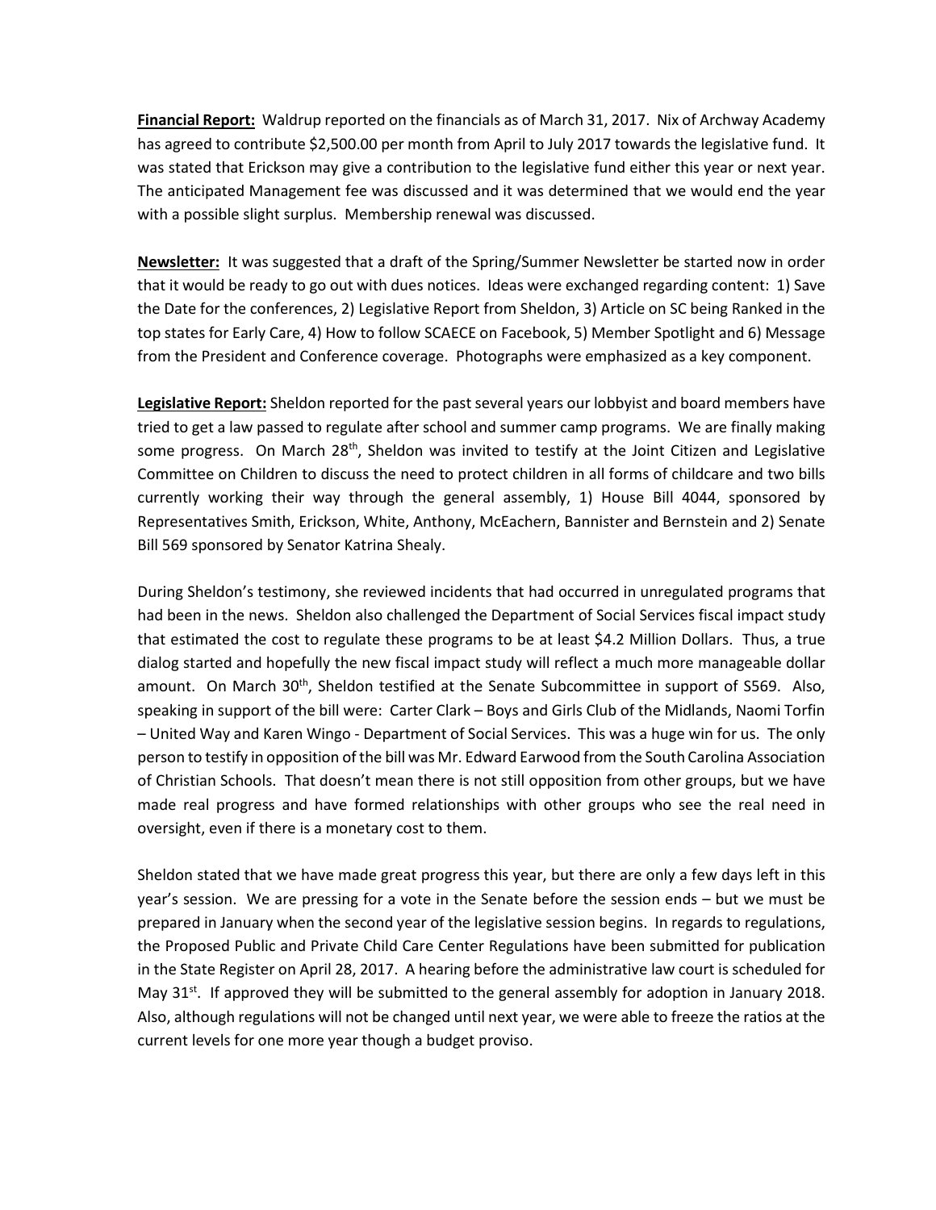**Financial Report:** Waldrup reported on the financials as of March 31, 2017. Nix of Archway Academy has agreed to contribute $2,500.00 per month from April to July 2017 towards the legislative fund. It was stated that Erickson may give a contribution to the legislative fund either this year or next year. The anticipated Management fee was discussed and it was determined that we would end the year with a possible slight surplus. Membership renewal was discussed.

**Newsletter:** It was suggested that a draft of the Spring/Summer Newsletter be started now in order that it would be ready to go out with dues notices. Ideas were exchanged regarding content: 1) Save the Date for the conferences, 2) Legislative Report from Sheldon, 3) Article on SC being Ranked in the top states for Early Care, 4) How to follow SCAECE on Facebook, 5) Member Spotlight and 6) Message from the President and Conference coverage. Photographs were emphasized as a key component.

**Legislative Report:** Sheldon reported for the past several years our lobbyist and board members have tried to get a law passed to regulate after school and summer camp programs. We are finally making some progress. On March 28th, Sheldon was invited to testify at the Joint Citizen and Legislative Committee on Children to discuss the need to protect children in all forms of childcare and two bills currently working their way through the general assembly, 1) House Bill 4044, sponsored by Representatives Smith, Erickson, White, Anthony, McEachern, Bannister and Bernstein and 2) Senate Bill 569 sponsored by Senator Katrina Shealy.

During Sheldon's testimony, she reviewed incidents that had occurred in unregulated programs that had been in the news. Sheldon also challenged the Department of Social Services fiscal impact study that estimated the cost to regulate these programs to be at least $4.2 Million Dollars. Thus, a true dialog started and hopefully the new fiscal impact study will reflect a much more manageable dollar amount. On March 30th, Sheldon testified at the Senate Subcommittee in support of S569. Also, speaking in support of the bill were: Carter Clark – Boys and Girls Club of the Midlands, Naomi Torfin – United Way and Karen Wingo - Department of Social Services. This was a huge win for us. The only person to testify in opposition of the bill was Mr. Edward Earwood from the South Carolina Association of Christian Schools. That doesn't mean there is not still opposition from other groups, but we have made real progress and have formed relationships with other groups who see the real need in oversight, even if there is a monetary cost to them.

Sheldon stated that we have made great progress this year, but there are only a few days left in this year's session. We are pressing for a vote in the Senate before the session ends – but we must be prepared in January when the second year of the legislative session begins. In regards to regulations, the Proposed Public and Private Child Care Center Regulations have been submitted for publication in the State Register on April 28, 2017. A hearing before the administrative law court is scheduled for May 31st. If approved they will be submitted to the general assembly for adoption in January 2018. Also, although regulations will not be changed until next year, we were able to freeze the ratios at the current levels for one more year though a budget proviso.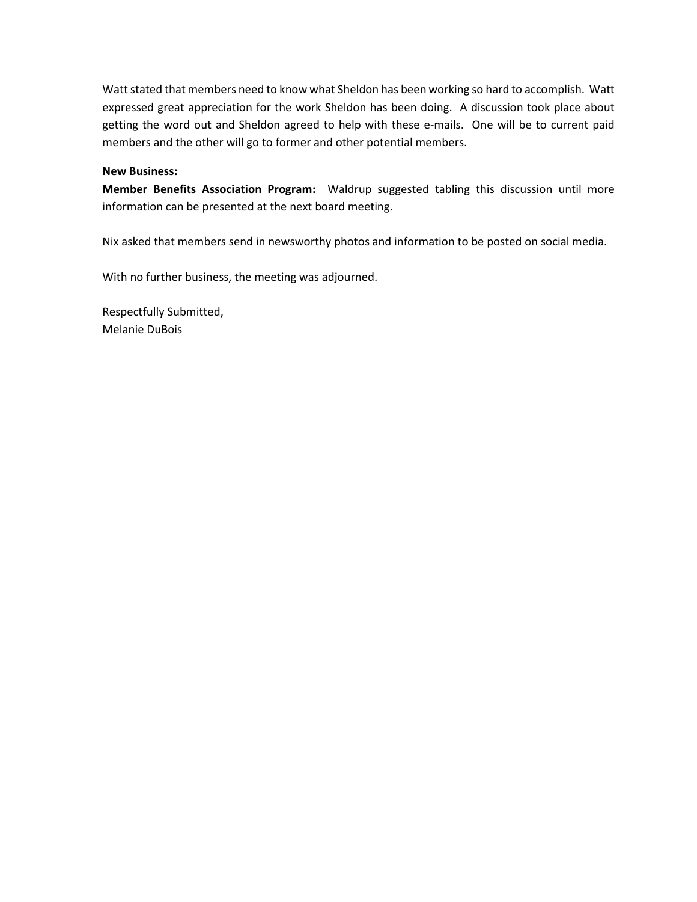Watt stated that members need to know what Sheldon has been working so hard to accomplish. Watt expressed great appreciation for the work Sheldon has been doing. A discussion took place about getting the word out and Sheldon agreed to help with these e-mails. One will be to current paid members and the other will go to former and other potential members.

**New Business:**

**Member Benefits Association Program:** Waldrup suggested tabling this discussion until more information can be presented at the next board meeting.

Nix asked that members send in newsworthy photos and information to be posted on social media.

With no further business, the meeting was adjourned.

Respectfully Submitted,
Melanie DuBois